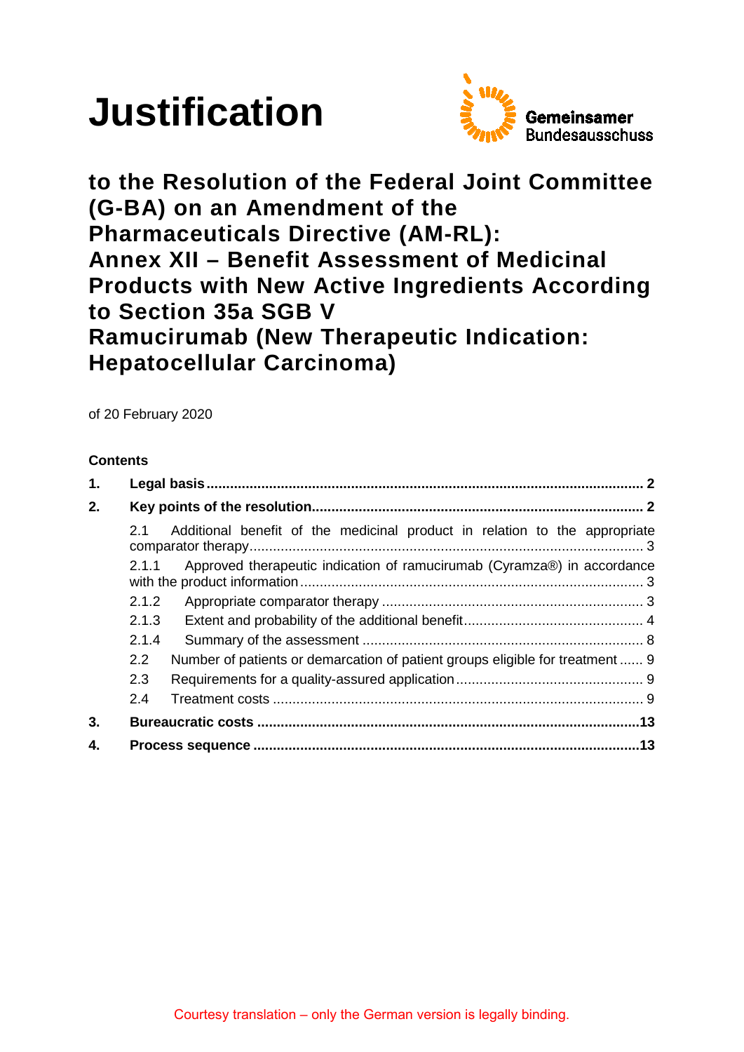# Justification

Gemeinsamer Bundesausschuss

## to the Resolution of the Federal Joint Committee (G-BA) on an Amendment of the Pharmaceuticals Directive (AM-RL): Annex XII – Benefit Assessment of Medicinal Products with New Active Ingredients According to Section 35a SGB V Ramucirumab (New Therapeutic Indication: Hepatocellular Carcinoma)

of 20 February 2020

**Contents**

**1. Legal basis** ..... 2

**2. Key points of the resolution** ..... 2

2.1 Additional benefit of the medicinal product in relation to the appropriate comparator therapy ..... 3

2.1.1 Approved therapeutic indication of ramucirumab (Cyramza®) in accordance with the product information ..... 3

2.1.2 Appropriate comparator therapy ..... 3

2.1.3 Extent and probability of the additional benefit ..... 4

2.1.4 Summary of the assessment ..... 8

2.2 Number of patients or demarcation of patient groups eligible for treatment ..... 9

2.3 Requirements for a quality-assured application ..... 9

2.4 Treatment costs ..... 9

**3. Bureaucratic costs** ..... 13

**4. Process sequence** ..... 13

Courtesy translation – only the German version is legally binding.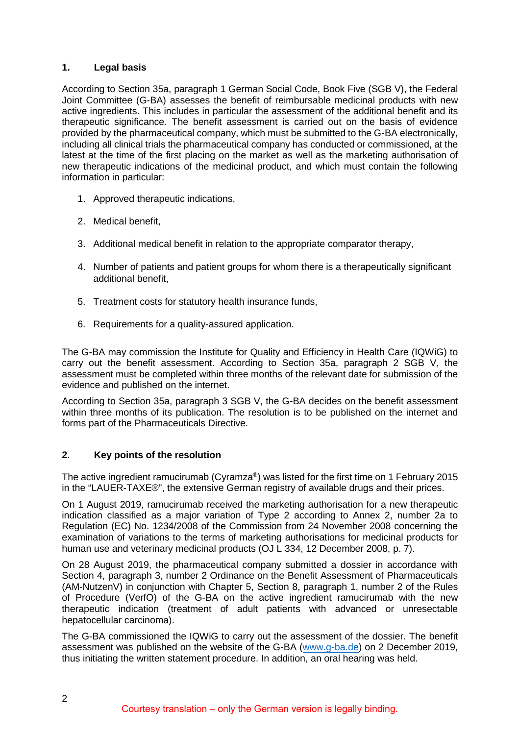## 1. Legal basis

According to Section 35a, paragraph 1 German Social Code, Book Five (SGB V), the Federal Joint Committee (G-BA) assesses the benefit of reimbursable medicinal products with new active ingredients. This includes in particular the assessment of the additional benefit and its therapeutic significance. The benefit assessment is carried out on the basis of evidence provided by the pharmaceutical company, which must be submitted to the G-BA electronically, including all clinical trials the pharmaceutical company has conducted or commissioned, at the latest at the time of the first placing on the market as well as the marketing authorisation of new therapeutic indications of the medicinal product, and which must contain the following information in particular:

1. Approved therapeutic indications,
2. Medical benefit,
3. Additional medical benefit in relation to the appropriate comparator therapy,
4. Number of patients and patient groups for whom there is a therapeutically significant additional benefit,
5. Treatment costs for statutory health insurance funds,
6. Requirements for a quality-assured application.

The G-BA may commission the Institute for Quality and Efficiency in Health Care (IQWiG) to carry out the benefit assessment. According to Section 35a, paragraph 2 SGB V, the assessment must be completed within three months of the relevant date for submission of the evidence and published on the internet.

According to Section 35a, paragraph 3 SGB V, the G-BA decides on the benefit assessment within three months of its publication. The resolution is to be published on the internet and forms part of the Pharmaceuticals Directive.

## 2. Key points of the resolution

The active ingredient ramucirumab (Cyramza®) was listed for the first time on 1 February 2015 in the "LAUER-TAXE®", the extensive German registry of available drugs and their prices.

On 1 August 2019, ramucirumab received the marketing authorisation for a new therapeutic indication classified as a major variation of Type 2 according to Annex 2, number 2a to Regulation (EC) No. 1234/2008 of the Commission from 24 November 2008 concerning the examination of variations to the terms of marketing authorisations for medicinal products for human use and veterinary medicinal products (OJ L 334, 12 December 2008, p. 7).

On 28 August 2019, the pharmaceutical company submitted a dossier in accordance with Section 4, paragraph 3, number 2 Ordinance on the Benefit Assessment of Pharmaceuticals (AM-NutzenV) in conjunction with Chapter 5, Section 8, paragraph 1, number 2 of the Rules of Procedure (VerfO) of the G-BA on the active ingredient ramucirumab with the new therapeutic indication (treatment of adult patients with advanced or unresectable hepatocellular carcinoma).

The G-BA commissioned the IQWiG to carry out the assessment of the dossier. The benefit assessment was published on the website of the G-BA (www.g-ba.de) on 2 December 2019, thus initiating the written statement procedure. In addition, an oral hearing was held.

Courtesy translation – only the German version is legally binding.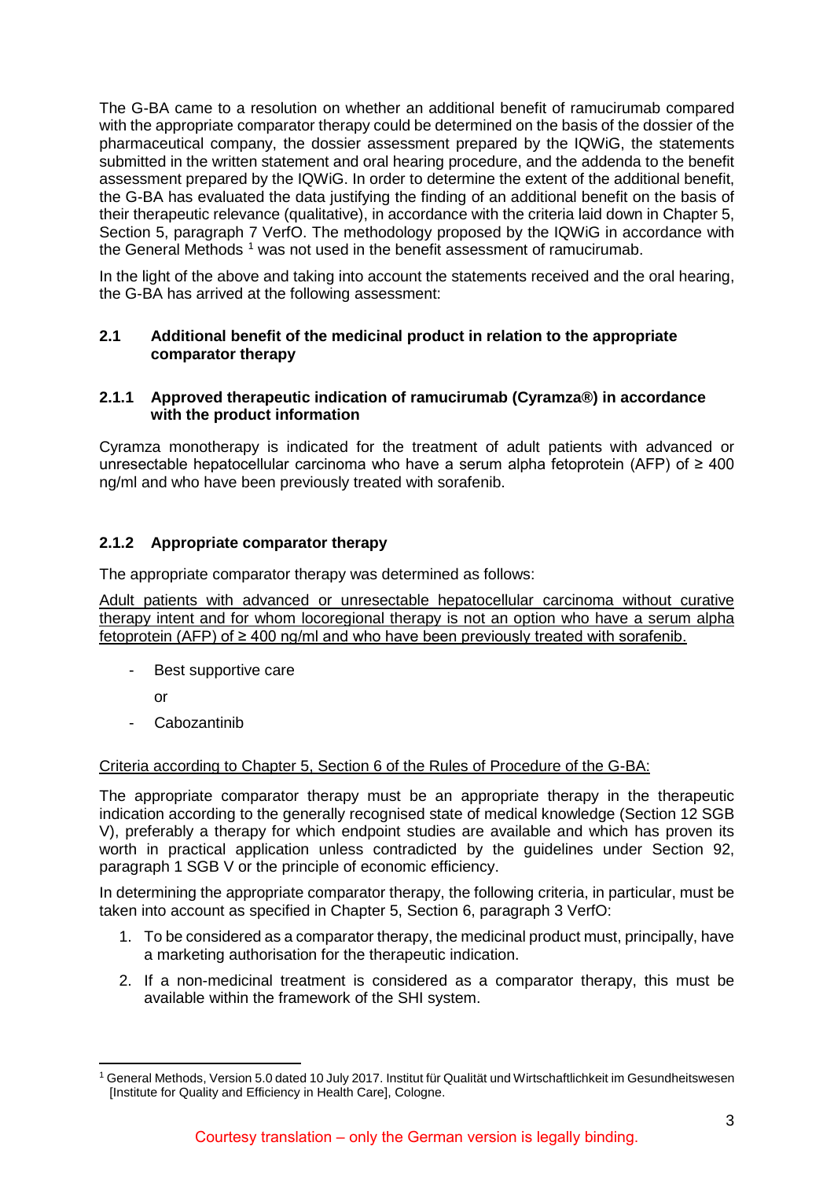The G-BA came to a resolution on whether an additional benefit of ramucirumab compared with the appropriate comparator therapy could be determined on the basis of the dossier of the pharmaceutical company, the dossier assessment prepared by the IQWiG, the statements submitted in the written statement and oral hearing procedure, and the addenda to the benefit assessment prepared by the IQWiG. In order to determine the extent of the additional benefit, the G-BA has evaluated the data justifying the finding of an additional benefit on the basis of their therapeutic relevance (qualitative), in accordance with the criteria laid down in Chapter 5, Section 5, paragraph 7 VerfO. The methodology proposed by the IQWiG in accordance with the General Methods [1] was not used in the benefit assessment of ramucirumab.

In the light of the above and taking into account the statements received and the oral hearing, the G-BA has arrived at the following assessment:

## 2.1 Additional benefit of the medicinal product in relation to the appropriate comparator therapy

### 2.1.1 Approved therapeutic indication of ramucirumab (Cyramza®) in accordance with the product information

Cyramza monotherapy is indicated for the treatment of adult patients with advanced or unresectable hepatocellular carcinoma who have a serum alpha fetoprotein (AFP) of ≥ 400 ng/ml and who have been previously treated with sorafenib.

### 2.1.2 Appropriate comparator therapy

The appropriate comparator therapy was determined as follows:

Adult patients with advanced or unresectable hepatocellular carcinoma without curative therapy intent and for whom locoregional therapy is not an option who have a serum alpha fetoprotein (AFP) of ≥ 400 ng/ml and who have been previously treated with sorafenib.

- Best supportive care

  or

- Cabozantinib

Criteria according to Chapter 5, Section 6 of the Rules of Procedure of the G-BA:

The appropriate comparator therapy must be an appropriate therapy in the therapeutic indication according to the generally recognised state of medical knowledge (Section 12 SGB V), preferably a therapy for which endpoint studies are available and which has proven its worth in practical application unless contradicted by the guidelines under Section 92, paragraph 1 SGB V or the principle of economic efficiency.

In determining the appropriate comparator therapy, the following criteria, in particular, must be taken into account as specified in Chapter 5, Section 6, paragraph 3 VerfO:

1. To be considered as a comparator therapy, the medicinal product must, principally, have a marketing authorisation for the therapeutic indication.
2. If a non-medicinal treatment is considered as a comparator therapy, this must be available within the framework of the SHI system.

[1] General Methods, Version 5.0 dated 10 July 2017. Institut für Qualität und Wirtschaftlichkeit im Gesundheitswesen [Institute for Quality and Efficiency in Health Care], Cologne.

Courtesy translation – only the German version is legally binding.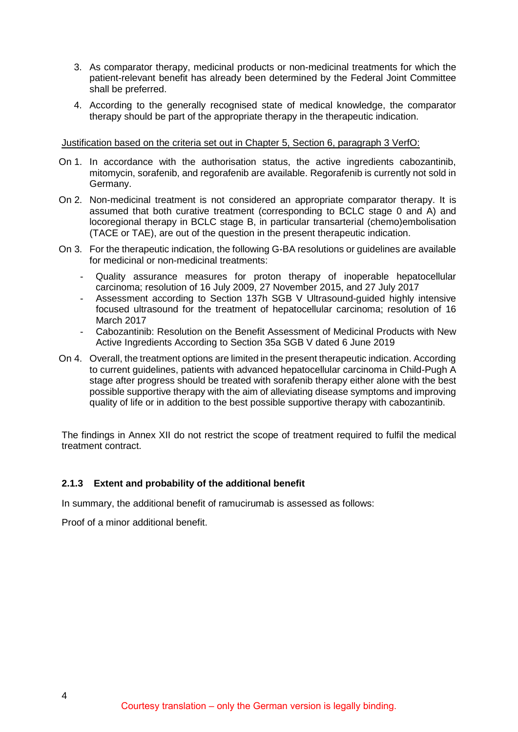3. As comparator therapy, medicinal products or non-medicinal treatments for which the patient-relevant benefit has already been determined by the Federal Joint Committee shall be preferred.

4. According to the generally recognised state of medical knowledge, the comparator therapy should be part of the appropriate therapy in the therapeutic indication.

Justification based on the criteria set out in Chapter 5, Section 6, paragraph 3 VerfO:

On 1. In accordance with the authorisation status, the active ingredients cabozantinib, mitomycin, sorafenib, and regorafenib are available. Regorafenib is currently not sold in Germany.

On 2. Non-medicinal treatment is not considered an appropriate comparator therapy. It is assumed that both curative treatment (corresponding to BCLC stage 0 and A) and locoregional therapy in BCLC stage B, in particular transarterial (chemo)embolisation (TACE or TAE), are out of the question in the present therapeutic indication.

On 3. For the therapeutic indication, the following G-BA resolutions or guidelines are available for medicinal or non-medicinal treatments:

- Quality assurance measures for proton therapy of inoperable hepatocellular carcinoma; resolution of 16 July 2009, 27 November 2015, and 27 July 2017
- Assessment according to Section 137h SGB V Ultrasound-guided highly intensive focused ultrasound for the treatment of hepatocellular carcinoma; resolution of 16 March 2017
- Cabozantinib: Resolution on the Benefit Assessment of Medicinal Products with New Active Ingredients According to Section 35a SGB V dated 6 June 2019

On 4. Overall, the treatment options are limited in the present therapeutic indication. According to current guidelines, patients with advanced hepatocellular carcinoma in Child-Pugh A stage after progress should be treated with sorafenib therapy either alone with the best possible supportive therapy with the aim of alleviating disease symptoms and improving quality of life or in addition to the best possible supportive therapy with cabozantinib.

The findings in Annex XII do not restrict the scope of treatment required to fulfil the medical treatment contract.

### 2.1.3 Extent and probability of the additional benefit

In summary, the additional benefit of ramucirumab is assessed as follows:

Proof of a minor additional benefit.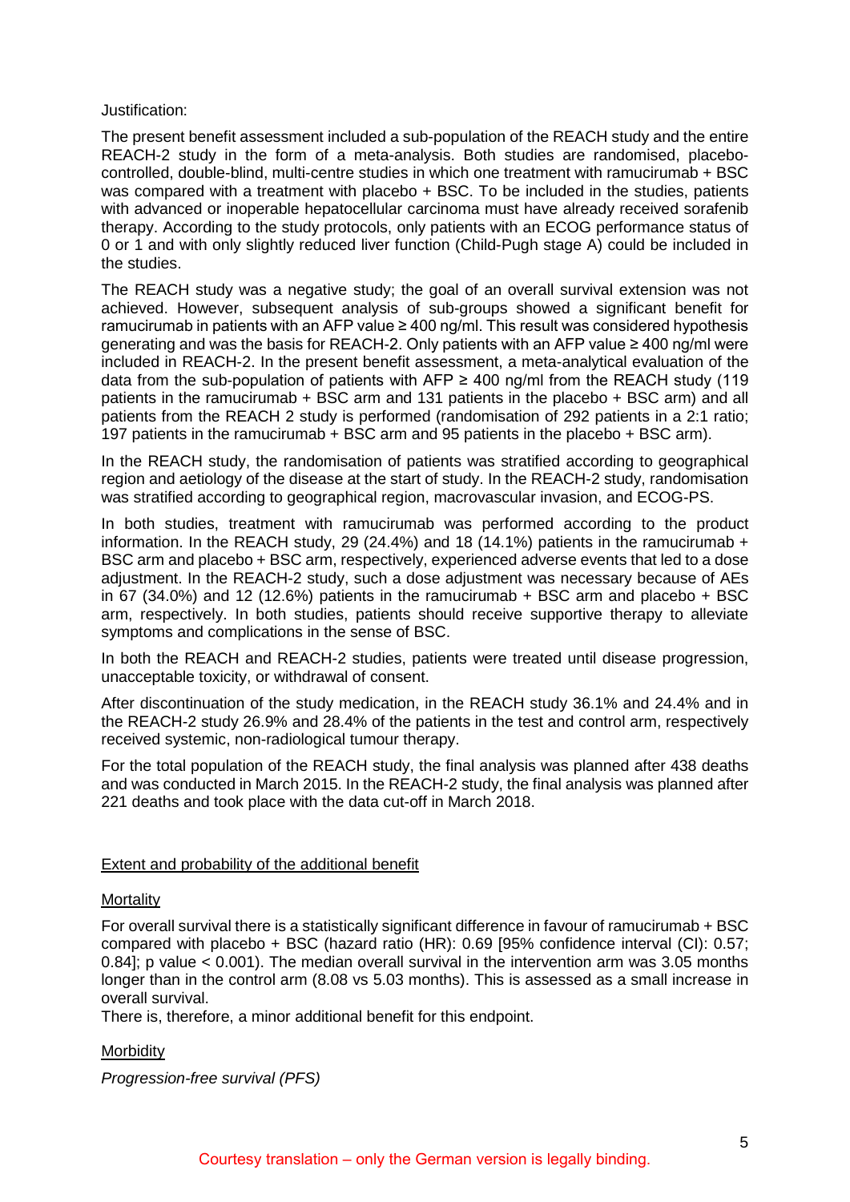Justification:

The present benefit assessment included a sub-population of the REACH study and the entire REACH-2 study in the form of a meta-analysis. Both studies are randomised, placebo-controlled, double-blind, multi-centre studies in which one treatment with ramucirumab + BSC was compared with a treatment with placebo + BSC. To be included in the studies, patients with advanced or inoperable hepatocellular carcinoma must have already received sorafenib therapy. According to the study protocols, only patients with an ECOG performance status of 0 or 1 and with only slightly reduced liver function (Child-Pugh stage A) could be included in the studies.

The REACH study was a negative study; the goal of an overall survival extension was not achieved. However, subsequent analysis of sub-groups showed a significant benefit for ramucirumab in patients with an AFP value ≥ 400 ng/ml. This result was considered hypothesis generating and was the basis for REACH-2. Only patients with an AFP value ≥ 400 ng/ml were included in REACH-2. In the present benefit assessment, a meta-analytical evaluation of the data from the sub-population of patients with AFP ≥ 400 ng/ml from the REACH study (119 patients in the ramucirumab + BSC arm and 131 patients in the placebo + BSC arm) and all patients from the REACH 2 study is performed (randomisation of 292 patients in a 2:1 ratio; 197 patients in the ramucirumab + BSC arm and 95 patients in the placebo + BSC arm).

In the REACH study, the randomisation of patients was stratified according to geographical region and aetiology of the disease at the start of study. In the REACH-2 study, randomisation was stratified according to geographical region, macrovascular invasion, and ECOG-PS.

In both studies, treatment with ramucirumab was performed according to the product information. In the REACH study, 29 (24.4%) and 18 (14.1%) patients in the ramucirumab + BSC arm and placebo + BSC arm, respectively, experienced adverse events that led to a dose adjustment. In the REACH-2 study, such a dose adjustment was necessary because of AEs in 67 (34.0%) and 12 (12.6%) patients in the ramucirumab + BSC arm and placebo + BSC arm, respectively. In both studies, patients should receive supportive therapy to alleviate symptoms and complications in the sense of BSC.

In both the REACH and REACH-2 studies, patients were treated until disease progression, unacceptable toxicity, or withdrawal of consent.

After discontinuation of the study medication, in the REACH study 36.1% and 24.4% and in the REACH-2 study 26.9% and 28.4% of the patients in the test and control arm, respectively received systemic, non-radiological tumour therapy.

For the total population of the REACH study, the final analysis was planned after 438 deaths and was conducted in March 2015. In the REACH-2 study, the final analysis was planned after 221 deaths and took place with the data cut-off in March 2018.

## Extent and probability of the additional benefit

### Mortality

For overall survival there is a statistically significant difference in favour of ramucirumab + BSC compared with placebo + BSC (hazard ratio (HR): 0.69 [95% confidence interval (CI): 0.57; 0.84]; p value < 0.001). The median overall survival in the intervention arm was 3.05 months longer than in the control arm (8.08 vs 5.03 months). This is assessed as a small increase in overall survival.

There is, therefore, a minor additional benefit for this endpoint.

### Morbidity

*Progression-free survival (PFS)*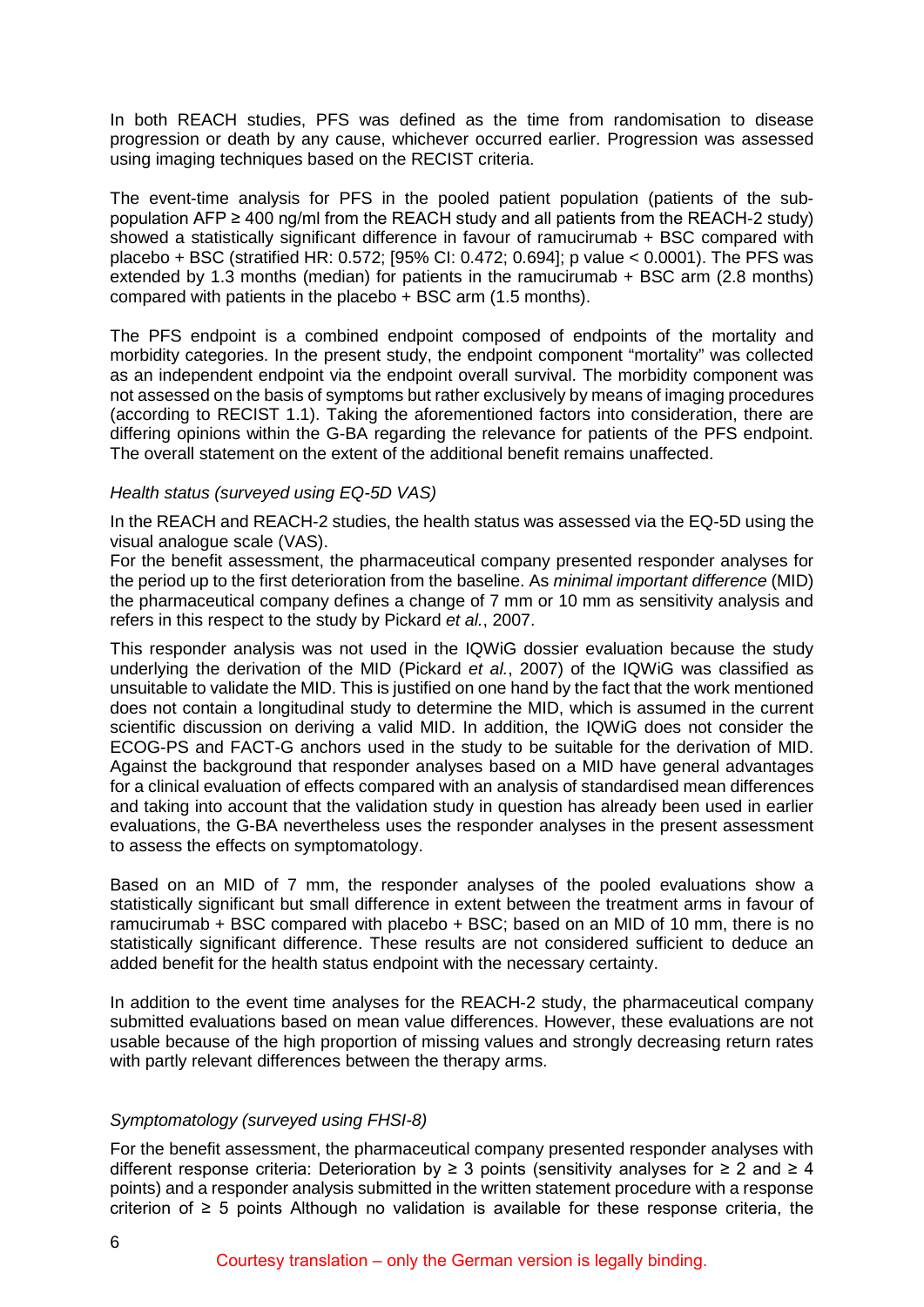In both REACH studies, PFS was defined as the time from randomisation to disease progression or death by any cause, whichever occurred earlier. Progression was assessed using imaging techniques based on the RECIST criteria.

The event-time analysis for PFS in the pooled patient population (patients of the sub-population AFP ≥ 400 ng/ml from the REACH study and all patients from the REACH-2 study) showed a statistically significant difference in favour of ramucirumab + BSC compared with placebo + BSC (stratified HR: 0.572; [95% CI: 0.472; 0.694]; p value < 0.0001). The PFS was extended by 1.3 months (median) for patients in the ramucirumab + BSC arm (2.8 months) compared with patients in the placebo + BSC arm (1.5 months).

The PFS endpoint is a combined endpoint composed of endpoints of the mortality and morbidity categories. In the present study, the endpoint component "mortality" was collected as an independent endpoint via the endpoint overall survival. The morbidity component was not assessed on the basis of symptoms but rather exclusively by means of imaging procedures (according to RECIST 1.1). Taking the aforementioned factors into consideration, there are differing opinions within the G-BA regarding the relevance for patients of the PFS endpoint. The overall statement on the extent of the additional benefit remains unaffected.

*Health status (surveyed using EQ-5D VAS)*

In the REACH and REACH-2 studies, the health status was assessed via the EQ-5D using the visual analogue scale (VAS).
For the benefit assessment, the pharmaceutical company presented responder analyses for the period up to the first deterioration from the baseline. As *minimal important difference* (MID) the pharmaceutical company defines a change of 7 mm or 10 mm as sensitivity analysis and refers in this respect to the study by Pickard *et al.*, 2007.

This responder analysis was not used in the IQWiG dossier evaluation because the study underlying the derivation of the MID (Pickard *et al.*, 2007) of the IQWiG was classified as unsuitable to validate the MID. This is justified on one hand by the fact that the work mentioned does not contain a longitudinal study to determine the MID, which is assumed in the current scientific discussion on deriving a valid MID. In addition, the IQWiG does not consider the ECOG-PS and FACT-G anchors used in the study to be suitable for the derivation of MID. Against the background that responder analyses based on a MID have general advantages for a clinical evaluation of effects compared with an analysis of standardised mean differences and taking into account that the validation study in question has already been used in earlier evaluations, the G-BA nevertheless uses the responder analyses in the present assessment to assess the effects on symptomatology.

Based on an MID of 7 mm, the responder analyses of the pooled evaluations show a statistically significant but small difference in extent between the treatment arms in favour of ramucirumab + BSC compared with placebo + BSC; based on an MID of 10 mm, there is no statistically significant difference. These results are not considered sufficient to deduce an added benefit for the health status endpoint with the necessary certainty.

In addition to the event time analyses for the REACH-2 study, the pharmaceutical company submitted evaluations based on mean value differences. However, these evaluations are not usable because of the high proportion of missing values and strongly decreasing return rates with partly relevant differences between the therapy arms.

*Symptomatology (surveyed using FHSI-8)*

For the benefit assessment, the pharmaceutical company presented responder analyses with different response criteria: Deterioration by ≥ 3 points (sensitivity analyses for ≥ 2 and ≥ 4 points) and a responder analysis submitted in the written statement procedure with a response criterion of ≥ 5 points Although no validation is available for these response criteria, the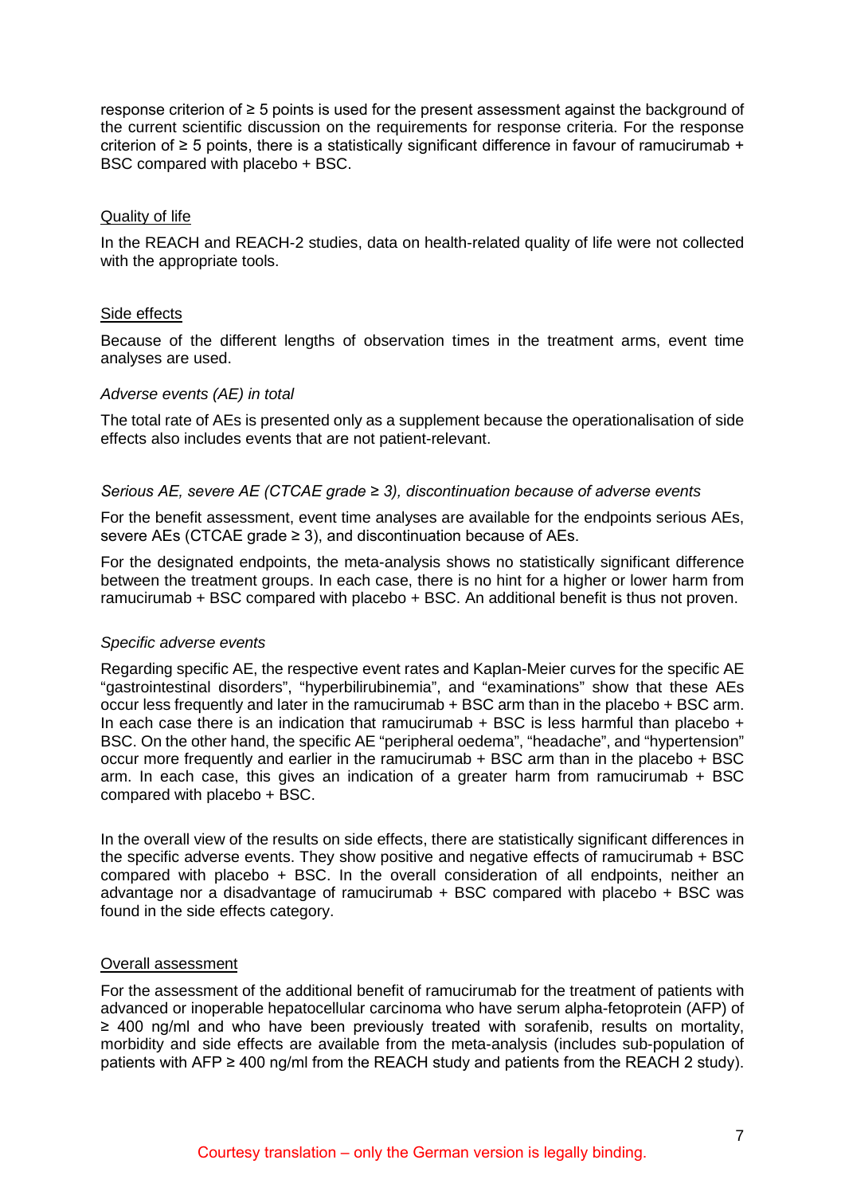response criterion of ≥ 5 points is used for the present assessment against the background of the current scientific discussion on the requirements for response criteria. For the response criterion of ≥ 5 points, there is a statistically significant difference in favour of ramucirumab + BSC compared with placebo + BSC.

Quality of life

In the REACH and REACH-2 studies, data on health-related quality of life were not collected with the appropriate tools.

Side effects

Because of the different lengths of observation times in the treatment arms, event time analyses are used.

*Adverse events (AE) in total*

The total rate of AEs is presented only as a supplement because the operationalisation of side effects also includes events that are not patient-relevant.

*Serious AE, severe AE (CTCAE grade ≥ 3), discontinuation because of adverse events*

For the benefit assessment, event time analyses are available for the endpoints serious AEs, severe AEs (CTCAE grade ≥ 3), and discontinuation because of AEs.

For the designated endpoints, the meta-analysis shows no statistically significant difference between the treatment groups. In each case, there is no hint for a higher or lower harm from ramucirumab + BSC compared with placebo + BSC. An additional benefit is thus not proven.

*Specific adverse events*

Regarding specific AE, the respective event rates and Kaplan-Meier curves for the specific AE "gastrointestinal disorders", "hyperbilirubinemia", and "examinations" show that these AEs occur less frequently and later in the ramucirumab + BSC arm than in the placebo + BSC arm. In each case there is an indication that ramucirumab + BSC is less harmful than placebo + BSC. On the other hand, the specific AE "peripheral oedema", "headache", and "hypertension" occur more frequently and earlier in the ramucirumab + BSC arm than in the placebo + BSC arm. In each case, this gives an indication of a greater harm from ramucirumab + BSC compared with placebo + BSC.

In the overall view of the results on side effects, there are statistically significant differences in the specific adverse events. They show positive and negative effects of ramucirumab + BSC compared with placebo + BSC. In the overall consideration of all endpoints, neither an advantage nor a disadvantage of ramucirumab + BSC compared with placebo + BSC was found in the side effects category.

Overall assessment

For the assessment of the additional benefit of ramucirumab for the treatment of patients with advanced or inoperable hepatocellular carcinoma who have serum alpha-fetoprotein (AFP) of ≥ 400 ng/ml and who have been previously treated with sorafenib, results on mortality, morbidity and side effects are available from the meta-analysis (includes sub-population of patients with AFP ≥ 400 ng/ml from the REACH study and patients from the REACH 2 study).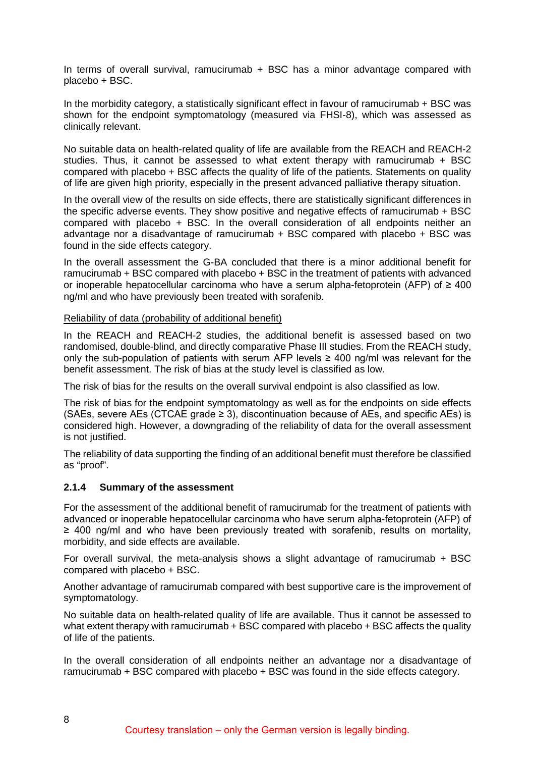In terms of overall survival, ramucirumab + BSC has a minor advantage compared with placebo + BSC.

In the morbidity category, a statistically significant effect in favour of ramucirumab + BSC was shown for the endpoint symptomatology (measured via FHSI-8), which was assessed as clinically relevant.

No suitable data on health-related quality of life are available from the REACH and REACH-2 studies. Thus, it cannot be assessed to what extent therapy with ramucirumab + BSC compared with placebo + BSC affects the quality of life of the patients. Statements on quality of life are given high priority, especially in the present advanced palliative therapy situation.

In the overall view of the results on side effects, there are statistically significant differences in the specific adverse events. They show positive and negative effects of ramucirumab + BSC compared with placebo + BSC. In the overall consideration of all endpoints neither an advantage nor a disadvantage of ramucirumab + BSC compared with placebo + BSC was found in the side effects category.

In the overall assessment the G-BA concluded that there is a minor additional benefit for ramucirumab + BSC compared with placebo + BSC in the treatment of patients with advanced or inoperable hepatocellular carcinoma who have a serum alpha-fetoprotein (AFP) of ≥ 400 ng/ml and who have previously been treated with sorafenib.

Reliability of data (probability of additional benefit)

In the REACH and REACH-2 studies, the additional benefit is assessed based on two randomised, double-blind, and directly comparative Phase III studies. From the REACH study, only the sub-population of patients with serum AFP levels ≥ 400 ng/ml was relevant for the benefit assessment. The risk of bias at the study level is classified as low.

The risk of bias for the results on the overall survival endpoint is also classified as low.

The risk of bias for the endpoint symptomatology as well as for the endpoints on side effects (SAEs, severe AEs (CTCAE grade ≥ 3), discontinuation because of AEs, and specific AEs) is considered high. However, a downgrading of the reliability of data for the overall assessment is not justified.

The reliability of data supporting the finding of an additional benefit must therefore be classified as “proof”.

### 2.1.4 Summary of the assessment

For the assessment of the additional benefit of ramucirumab for the treatment of patients with advanced or inoperable hepatocellular carcinoma who have serum alpha-fetoprotein (AFP) of ≥ 400 ng/ml and who have been previously treated with sorafenib, results on mortality, morbidity, and side effects are available.

For overall survival, the meta-analysis shows a slight advantage of ramucirumab + BSC compared with placebo + BSC.

Another advantage of ramucirumab compared with best supportive care is the improvement of symptomatology.

No suitable data on health-related quality of life are available. Thus it cannot be assessed to what extent therapy with ramucirumab + BSC compared with placebo + BSC affects the quality of life of the patients.

In the overall consideration of all endpoints neither an advantage nor a disadvantage of ramucirumab + BSC compared with placebo + BSC was found in the side effects category.

Courtesy translation – only the German version is legally binding.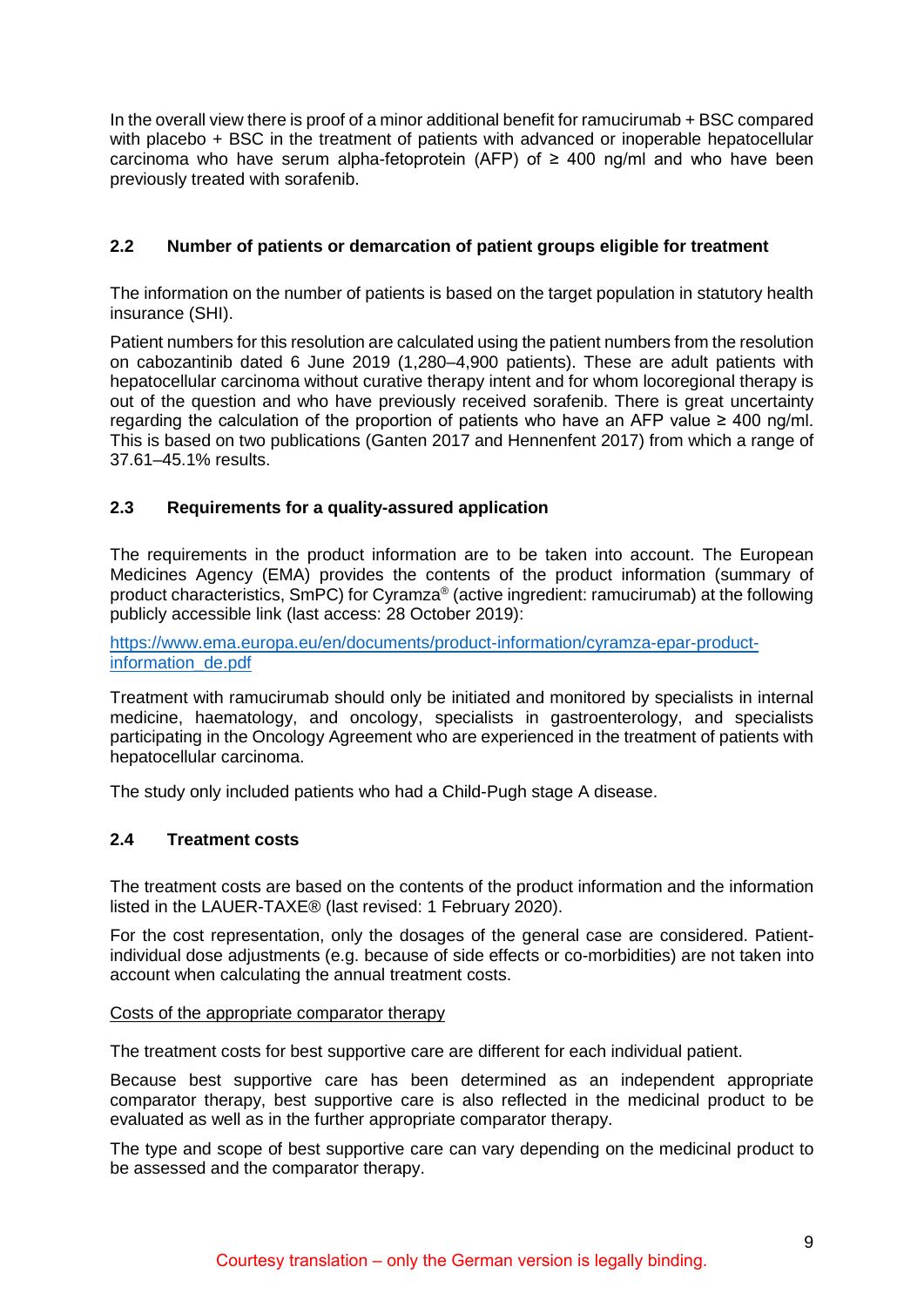In the overall view there is proof of a minor additional benefit for ramucirumab + BSC compared with placebo + BSC in the treatment of patients with advanced or inoperable hepatocellular carcinoma who have serum alpha-fetoprotein (AFP) of ≥ 400 ng/ml and who have been previously treated with sorafenib.

## 2.2 Number of patients or demarcation of patient groups eligible for treatment

The information on the number of patients is based on the target population in statutory health insurance (SHI).

Patient numbers for this resolution are calculated using the patient numbers from the resolution on cabozantinib dated 6 June 2019 (1,280–4,900 patients). These are adult patients with hepatocellular carcinoma without curative therapy intent and for whom locoregional therapy is out of the question and who have previously received sorafenib. There is great uncertainty regarding the calculation of the proportion of patients who have an AFP value ≥ 400 ng/ml. This is based on two publications (Ganten 2017 and Hennenfent 2017) from which a range of 37.61–45.1% results.

## 2.3 Requirements for a quality-assured application

The requirements in the product information are to be taken into account. The European Medicines Agency (EMA) provides the contents of the product information (summary of product characteristics, SmPC) for Cyramza® (active ingredient: ramucirumab) at the following publicly accessible link (last access: 28 October 2019):

https://www.ema.europa.eu/en/documents/product-information/cyramza-epar-product-information_de.pdf

Treatment with ramucirumab should only be initiated and monitored by specialists in internal medicine, haematology, and oncology, specialists in gastroenterology, and specialists participating in the Oncology Agreement who are experienced in the treatment of patients with hepatocellular carcinoma.

The study only included patients who had a Child-Pugh stage A disease.

## 2.4 Treatment costs

The treatment costs are based on the contents of the product information and the information listed in the LAUER-TAXE® (last revised: 1 February 2020).

For the cost representation, only the dosages of the general case are considered. Patient-individual dose adjustments (e.g. because of side effects or co-morbidities) are not taken into account when calculating the annual treatment costs.

Costs of the appropriate comparator therapy

The treatment costs for best supportive care are different for each individual patient.

Because best supportive care has been determined as an independent appropriate comparator therapy, best supportive care is also reflected in the medicinal product to be evaluated as well as in the further appropriate comparator therapy.

The type and scope of best supportive care can vary depending on the medicinal product to be assessed and the comparator therapy.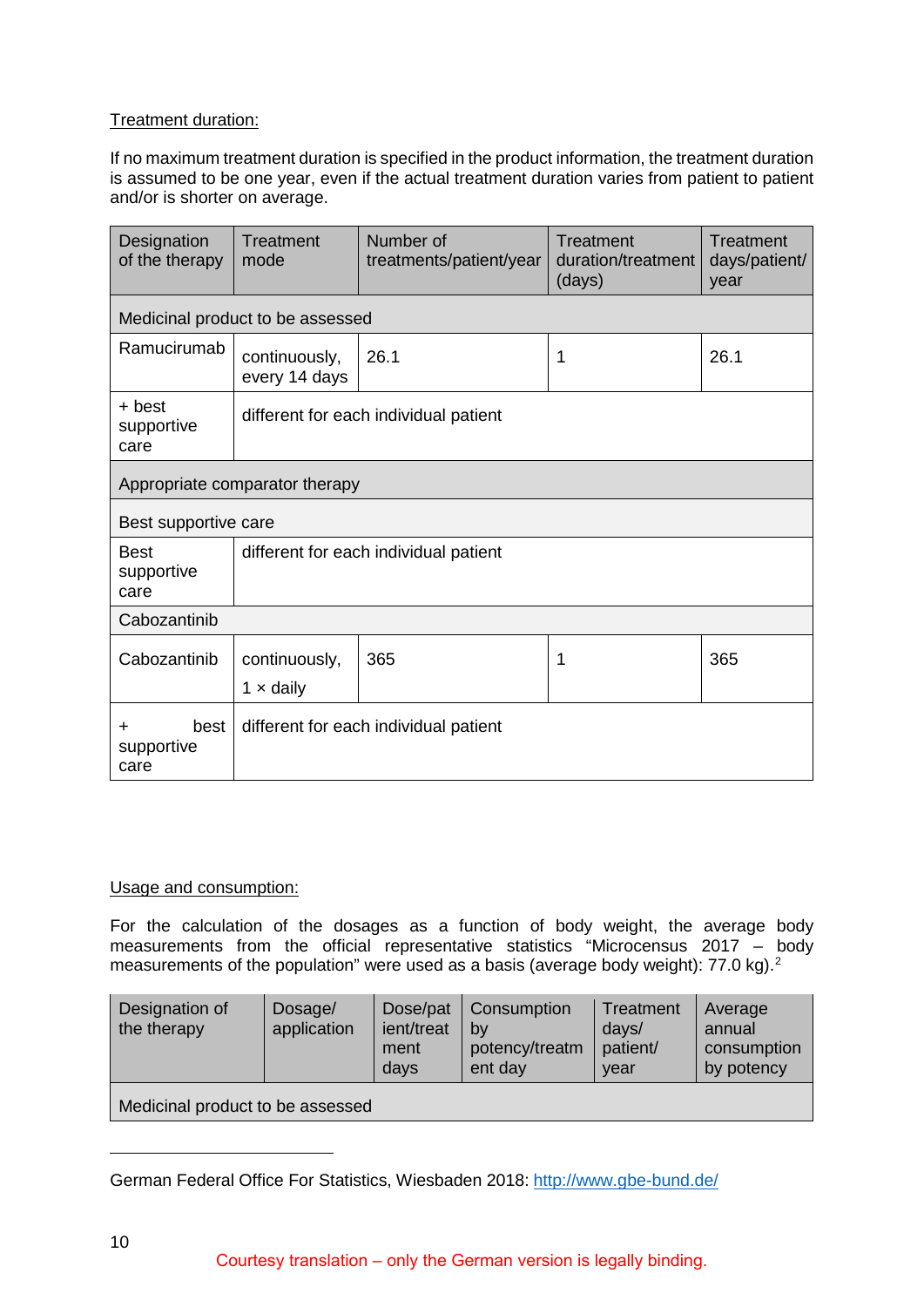Treatment duration:

If no maximum treatment duration is specified in the product information, the treatment duration is assumed to be one year, even if the actual treatment duration varies from patient to patient and/or is shorter on average.

| Designation of the therapy | Treatment mode | Number of treatments/patient/year | Treatment duration/treatment (days) | Treatment days/patient/ year |
|---|---|---|---|---|
| Medicinal product to be assessed | | | | |
| Ramucirumab | continuously, every 14 days | 26.1 | 1 | 26.1 |
| + best supportive care | different for each individual patient | | | |
| Appropriate comparator therapy | | | | |
| Best supportive care | | | | |
| Best supportive care | different for each individual patient | | | |
| Cabozantinib | | | | |
| Cabozantinib | continuously, 1 × daily | 365 | 1 | 365 |
| + best supportive care | different for each individual patient | | | |

Usage and consumption:

For the calculation of the dosages as a function of body weight, the average body measurements from the official representative statistics "Microcensus 2017 – body measurements of the population" were used as a basis (average body weight): 77.0 kg).[2]

| Designation of the therapy | Dosage/ application | Dose/patient/treatment days | Consumption by potency/treatment day | Treatment days/ patient/ year | Average annual consumption by potency |
|---|---|---|---|---|---|
| Medicinal product to be assessed | | | | | |

German Federal Office For Statistics, Wiesbaden 2018: http://www.gbe-bund.de/

Courtesy translation – only the German version is legally binding.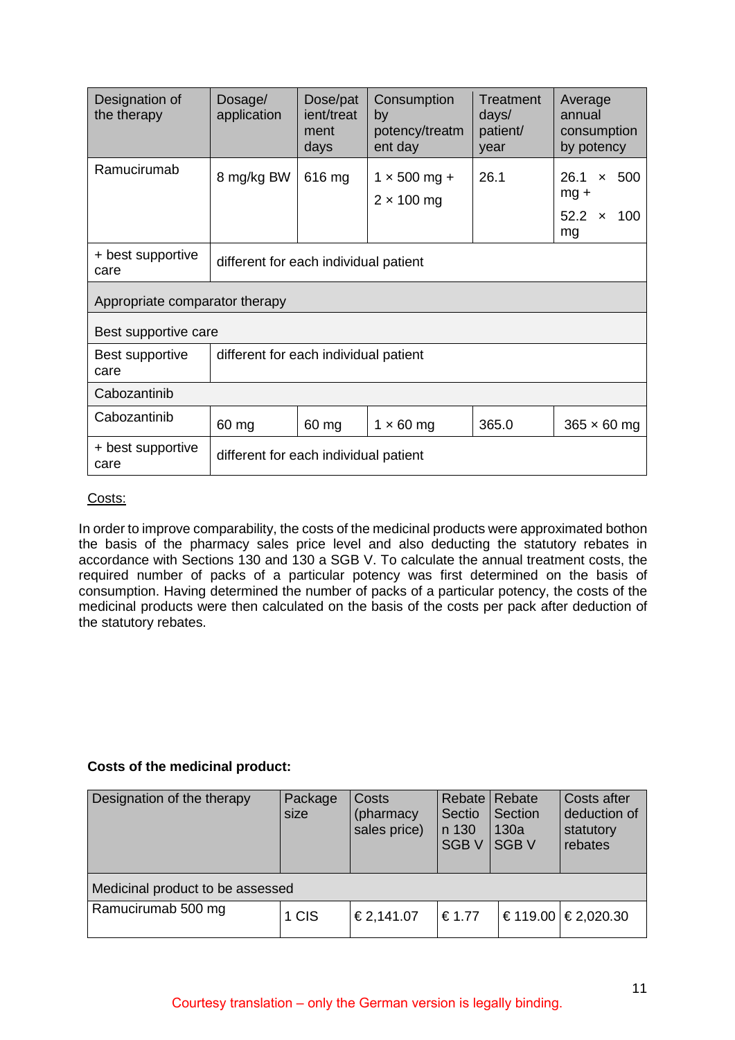| Designation of the therapy | Dosage/ application | Dose/patient/treatment days | Consumption by potency/treatment day | Treatment days/ patient/ year | Average annual consumption by potency |
|---|---|---|---|---|---|
| Ramucirumab | 8 mg/kg BW | 616 mg | 1 × 500 mg + 2 × 100 mg | 26.1 | 26.1 × 500 mg + 52.2 × 100 mg |
| + best supportive care | different for each individual patient | | | | |
| Appropriate comparator therapy | | | | | |
| Best supportive care | | | | | |
| Best supportive care | different for each individual patient | | | | |
| Cabozantinib | | | | | |
| Cabozantinib | 60 mg | 60 mg | 1 × 60 mg | 365.0 | 365 × 60 mg |
| + best supportive care | different for each individual patient | | | | |

Costs:

In order to improve comparability, the costs of the medicinal products were approximated bothon the basis of the pharmacy sales price level and also deducting the statutory rebates in accordance with Sections 130 and 130 a SGB V. To calculate the annual treatment costs, the required number of packs of a particular potency was first determined on the basis of consumption. Having determined the number of packs of a particular potency, the costs of the medicinal products were then calculated on the basis of the costs per pack after deduction of the statutory rebates.

**Costs of the medicinal product:**

| Designation of the therapy | Package size | Costs (pharmacy sales price) | Rebate Section 130 SGB V | Rebate Section 130a SGB V | Costs after deduction of statutory rebates |
|---|---|---|---|---|---|
| Medicinal product to be assessed | | | | | |
| Ramucirumab 500 mg | 1 CIS | € 2,141.07 | € 1.77 | € 119.00 | € 2,020.30 |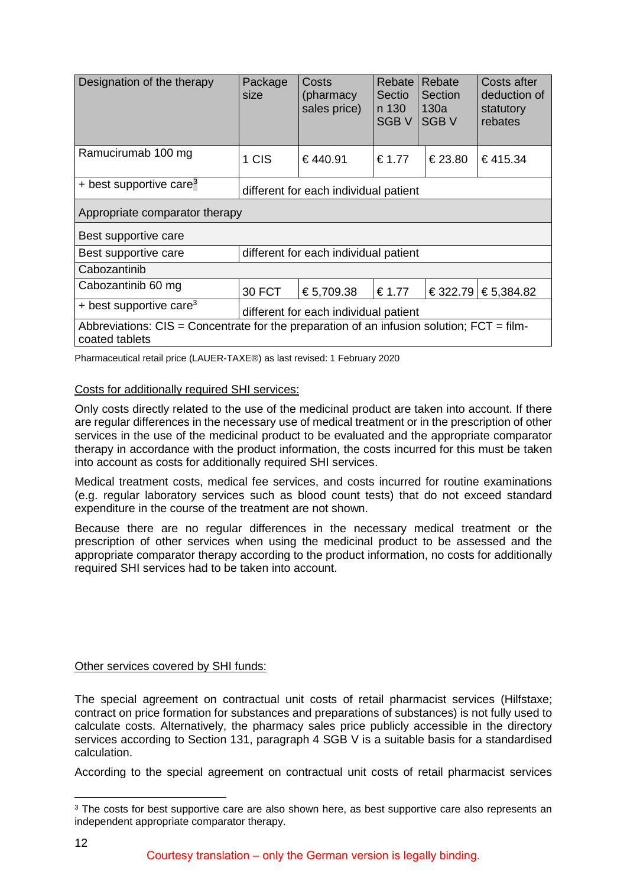| Designation of the therapy | Package size | Costs (pharmacy sales price) | Rebate Section 130 SGB V | Rebate Section 130a SGB V | Costs after deduction of statutory rebates |
|---|---|---|---|---|---|
| Ramucirumab 100 mg | 1 CIS | € 440.91 | € 1.77 | € 23.80 | € 415.34 |
| + best supportive care[3] | different for each individual patient | | | | |
| Appropriate comparator therapy | | | | | |
| Best supportive care | | | | | |
| Best supportive care | different for each individual patient | | | | |
| Cabozantinib | | | | | |
| Cabozantinib 60 mg | 30 FCT | € 5,709.38 | € 1.77 | € 322.79 | € 5,384.82 |
| + best supportive care[3] | different for each individual patient | | | | |
| Abbreviations: CIS = Concentrate for the preparation of an infusion solution; FCT = film-coated tablets | | | | | |

Pharmaceutical retail price (LAUER-TAXE®) as last revised: 1 February 2020

Costs for additionally required SHI services:

Only costs directly related to the use of the medicinal product are taken into account. If there are regular differences in the necessary use of medical treatment or in the prescription of other services in the use of the medicinal product to be evaluated and the appropriate comparator therapy in accordance with the product information, the costs incurred for this must be taken into account as costs for additionally required SHI services.

Medical treatment costs, medical fee services, and costs incurred for routine examinations (e.g. regular laboratory services such as blood count tests) that do not exceed standard expenditure in the course of the treatment are not shown.

Because there are no regular differences in the necessary medical treatment or the prescription of other services when using the medicinal product to be assessed and the appropriate comparator therapy according to the product information, no costs for additionally required SHI services had to be taken into account.

Other services covered by SHI funds:

The special agreement on contractual unit costs of retail pharmacist services (Hilfstaxe; contract on price formation for substances and preparations of substances) is not fully used to calculate costs. Alternatively, the pharmacy sales price publicly accessible in the directory services according to Section 131, paragraph 4 SGB V is a suitable basis for a standardised calculation.

According to the special agreement on contractual unit costs of retail pharmacist services

[3] The costs for best supportive care are also shown here, as best supportive care also represents an independent appropriate comparator therapy.

Courtesy translation – only the German version is legally binding.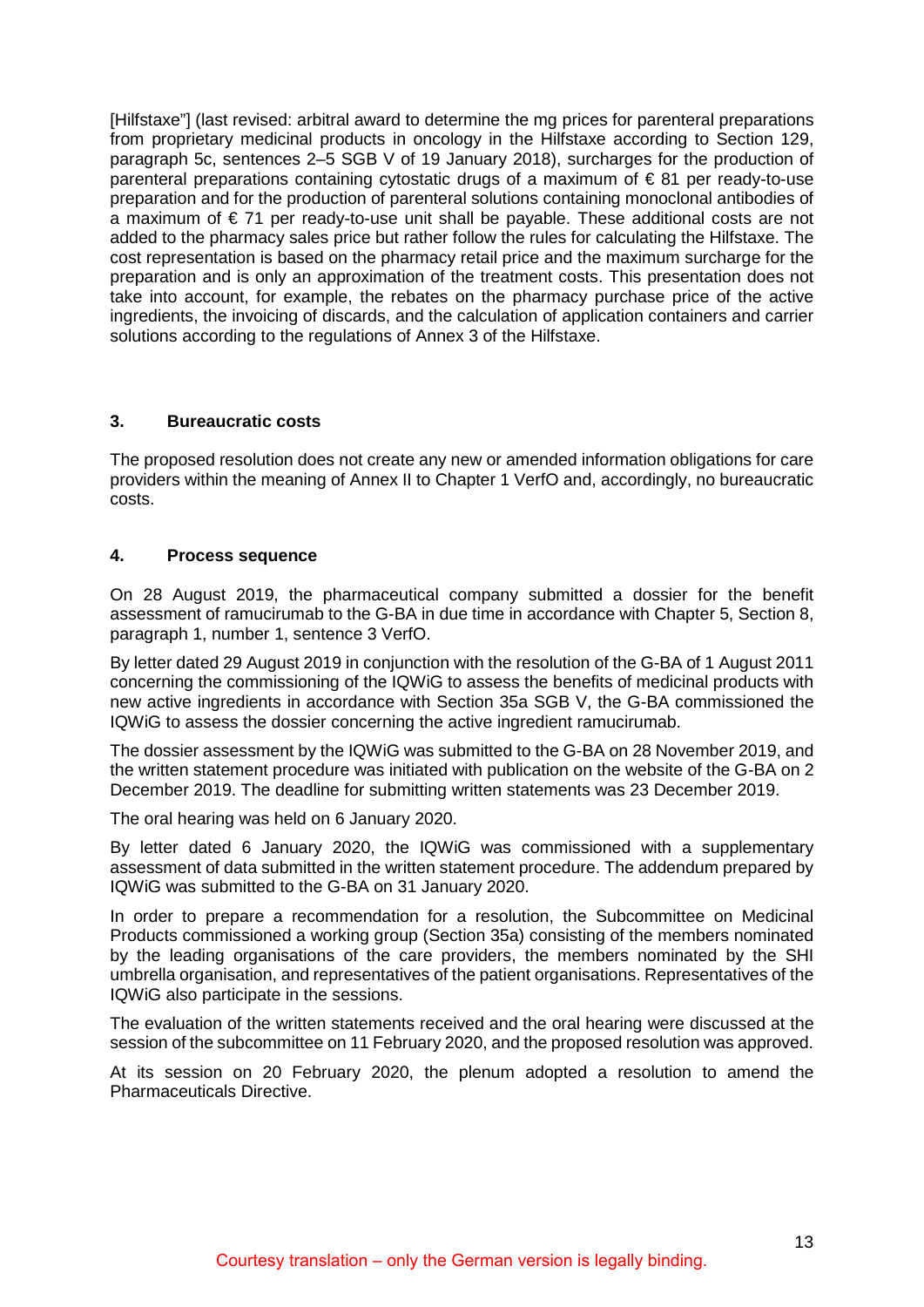[Hilfstaxe"] (last revised: arbitral award to determine the mg prices for parenteral preparations from proprietary medicinal products in oncology in the Hilfstaxe according to Section 129, paragraph 5c, sentences 2–5 SGB V of 19 January 2018), surcharges for the production of parenteral preparations containing cytostatic drugs of a maximum of € 81 per ready-to-use preparation and for the production of parenteral solutions containing monoclonal antibodies of a maximum of € 71 per ready-to-use unit shall be payable. These additional costs are not added to the pharmacy sales price but rather follow the rules for calculating the Hilfstaxe. The cost representation is based on the pharmacy retail price and the maximum surcharge for the preparation and is only an approximation of the treatment costs. This presentation does not take into account, for example, the rebates on the pharmacy purchase price of the active ingredients, the invoicing of discards, and the calculation of application containers and carrier solutions according to the regulations of Annex 3 of the Hilfstaxe.

## 3. Bureaucratic costs

The proposed resolution does not create any new or amended information obligations for care providers within the meaning of Annex II to Chapter 1 VerfO and, accordingly, no bureaucratic costs.

## 4. Process sequence

On 28 August 2019, the pharmaceutical company submitted a dossier for the benefit assessment of ramucirumab to the G-BA in due time in accordance with Chapter 5, Section 8, paragraph 1, number 1, sentence 3 VerfO.

By letter dated 29 August 2019 in conjunction with the resolution of the G-BA of 1 August 2011 concerning the commissioning of the IQWiG to assess the benefits of medicinal products with new active ingredients in accordance with Section 35a SGB V, the G-BA commissioned the IQWiG to assess the dossier concerning the active ingredient ramucirumab.

The dossier assessment by the IQWiG was submitted to the G-BA on 28 November 2019, and the written statement procedure was initiated with publication on the website of the G-BA on 2 December 2019. The deadline for submitting written statements was 23 December 2019.

The oral hearing was held on 6 January 2020.

By letter dated 6 January 2020, the IQWiG was commissioned with a supplementary assessment of data submitted in the written statement procedure. The addendum prepared by IQWiG was submitted to the G-BA on 31 January 2020.

In order to prepare a recommendation for a resolution, the Subcommittee on Medicinal Products commissioned a working group (Section 35a) consisting of the members nominated by the leading organisations of the care providers, the members nominated by the SHI umbrella organisation, and representatives of the patient organisations. Representatives of the IQWiG also participate in the sessions.

The evaluation of the written statements received and the oral hearing were discussed at the session of the subcommittee on 11 February 2020, and the proposed resolution was approved.

At its session on 20 February 2020, the plenum adopted a resolution to amend the Pharmaceuticals Directive.

Courtesy translation – only the German version is legally binding.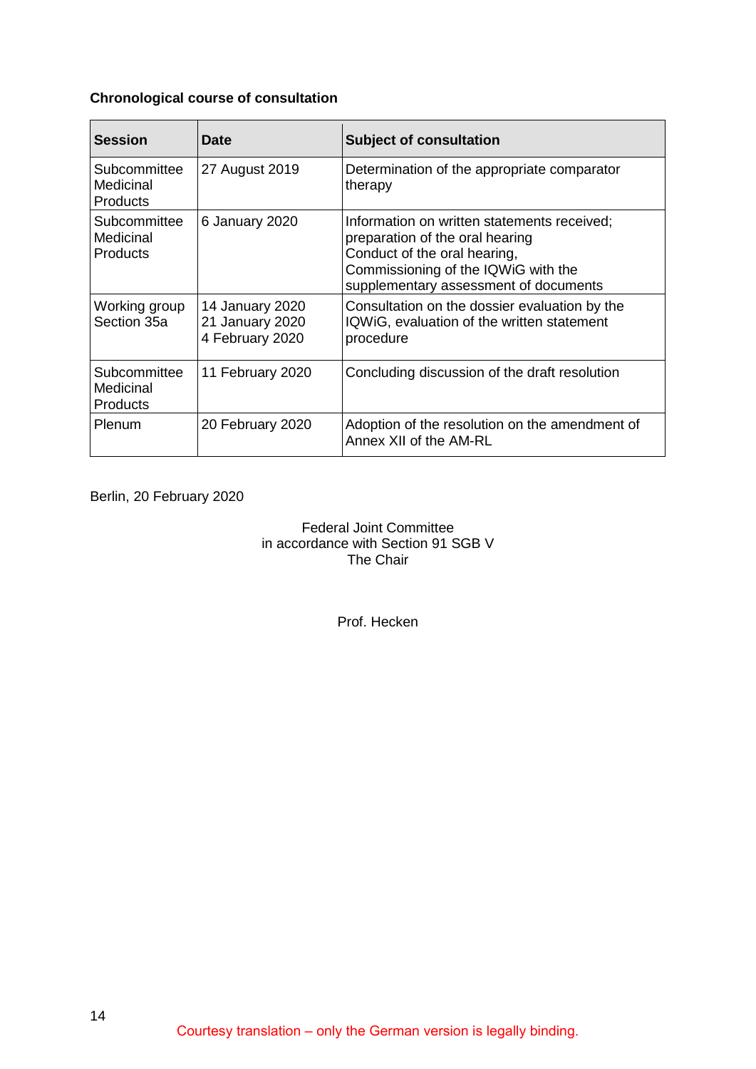**Chronological course of consultation**

| Session | Date | Subject of consultation |
|---|---|---|
| Subcommittee Medicinal Products | 27 August 2019 | Determination of the appropriate comparator therapy |
| Subcommittee Medicinal Products | 6 January 2020 | Information on written statements received; preparation of the oral hearing Conduct of the oral hearing, Commissioning of the IQWiG with the supplementary assessment of documents |
| Working group Section 35a | 14 January 2020 21 January 2020 4 February 2020 | Consultation on the dossier evaluation by the IQWiG, evaluation of the written statement procedure |
| Subcommittee Medicinal Products | 11 February 2020 | Concluding discussion of the draft resolution |
| Plenum | 20 February 2020 | Adoption of the resolution on the amendment of Annex XII of the AM-RL |

Berlin, 20 February 2020

Federal Joint Committee
in accordance with Section 91 SGB V
The Chair

Prof. Hecken

Courtesy translation – only the German version is legally binding.